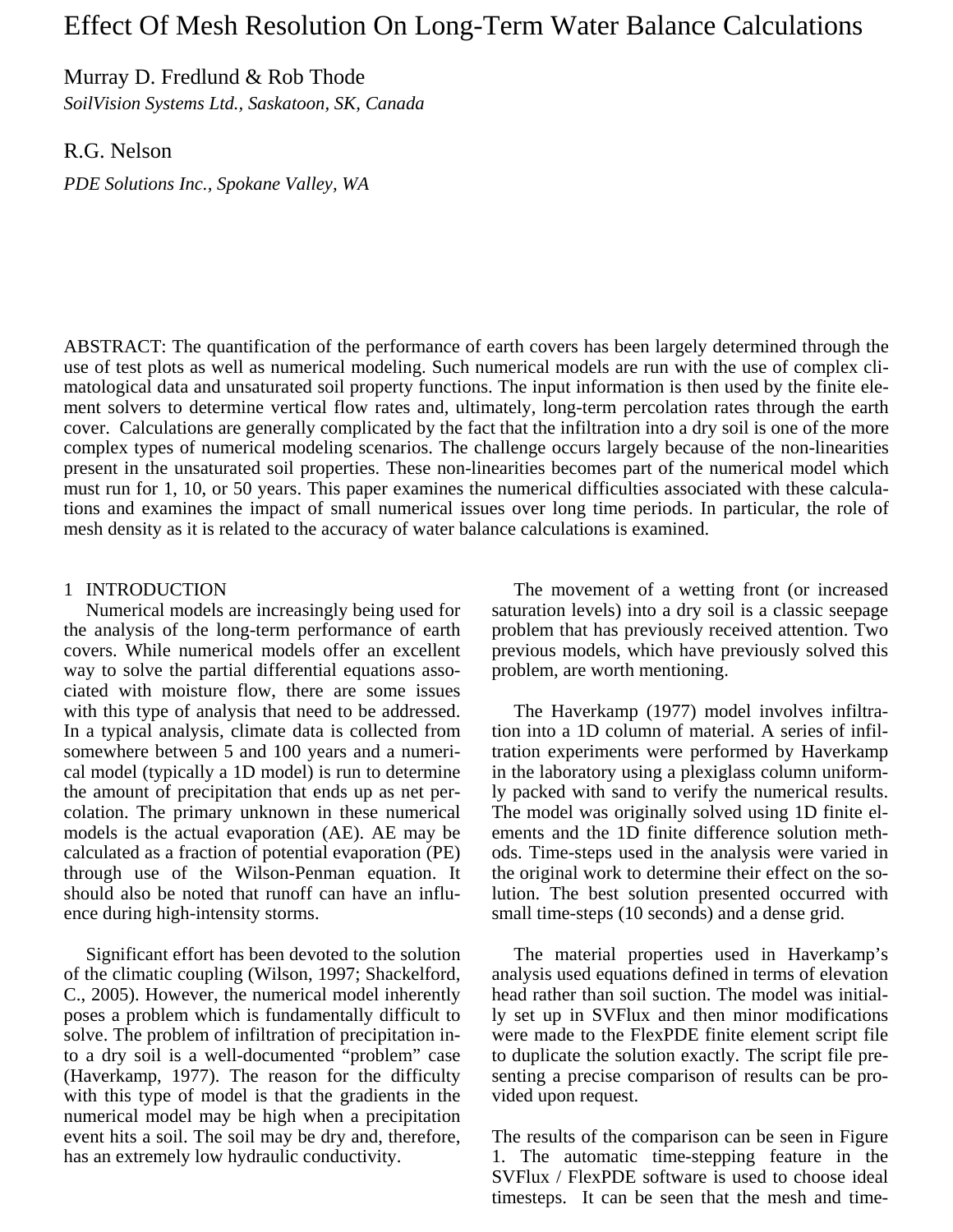# Effect Of Mesh Resolution On Long-Term Water Balance Calculations

Murray D. Fredlund & Rob Thode

*SoilVision Systems Ltd., Saskatoon, SK, Canada*

R.G. Nelson

*PDE Solutions Inc., Spokane Valley, WA*

ABSTRACT: The quantification of the performance of earth covers has been largely determined through the use of test plots as well as numerical modeling. Such numerical models are run with the use of complex climatological data and unsaturated soil property functions. The input information is then used by the finite element solvers to determine vertical flow rates and, ultimately, long-term percolation rates through the earth cover. Calculations are generally complicated by the fact that the infiltration into a dry soil is one of the more complex types of numerical modeling scenarios. The challenge occurs largely because of the non-linearities present in the unsaturated soil properties. These non-linearities becomes part of the numerical model which must run for 1, 10, or 50 years. This paper examines the numerical difficulties associated with these calculations and examines the impact of small numerical issues over long time periods. In particular, the role of mesh density as it is related to the accuracy of water balance calculations is examined.

## 1 INTRODUCTION

Numerical models are increasingly being used for the analysis of the long-term performance of earth covers. While numerical models offer an excellent way to solve the partial differential equations associated with moisture flow, there are some issues with this type of analysis that need to be addressed. In a typical analysis, climate data is collected from somewhere between 5 and 100 years and a numerical model (typically a 1D model) is run to determine the amount of precipitation that ends up as net percolation. The primary unknown in these numerical models is the actual evaporation (AE). AE may be calculated as a fraction of potential evaporation (PE) through use of the Wilson-Penman equation. It should also be noted that runoff can have an influence during high-intensity storms.

Significant effort has been devoted to the solution of the climatic coupling (Wilson, 1997; Shackelford, C., 2005). However, the numerical model inherently poses a problem which is fundamentally difficult to solve. The problem of infiltration of precipitation into a dry soil is a well-documented "problem" case (Haverkamp, 1977). The reason for the difficulty with this type of model is that the gradients in the numerical model may be high when a precipitation event hits a soil. The soil may be dry and, therefore, has an extremely low hydraulic conductivity.

The movement of a wetting front (or increased saturation levels) into a dry soil is a classic seepage problem that has previously received attention. Two previous models, which have previously solved this problem, are worth mentioning.

The Haverkamp (1977) model involves infiltration into a 1D column of material. A series of infiltration experiments were performed by Haverkamp in the laboratory using a plexiglass column uniformly packed with sand to verify the numerical results. The model was originally solved using 1D finite elements and the 1D finite difference solution methods. Time-steps used in the analysis were varied in the original work to determine their effect on the solution. The best solution presented occurred with small time-steps (10 seconds) and a dense grid.

The material properties used in Haverkamp's analysis used equations defined in terms of elevation head rather than soil suction. The model was initially set up in SVFlux and then minor modifications were made to the FlexPDE finite element script file to duplicate the solution exactly. The script file presenting a precise comparison of results can be provided upon request.

The results of the comparison can be seen in Figure 1. The automatic time-stepping feature in the SVFlux / FlexPDE software is used to choose ideal timesteps. It can be seen that the mesh and time-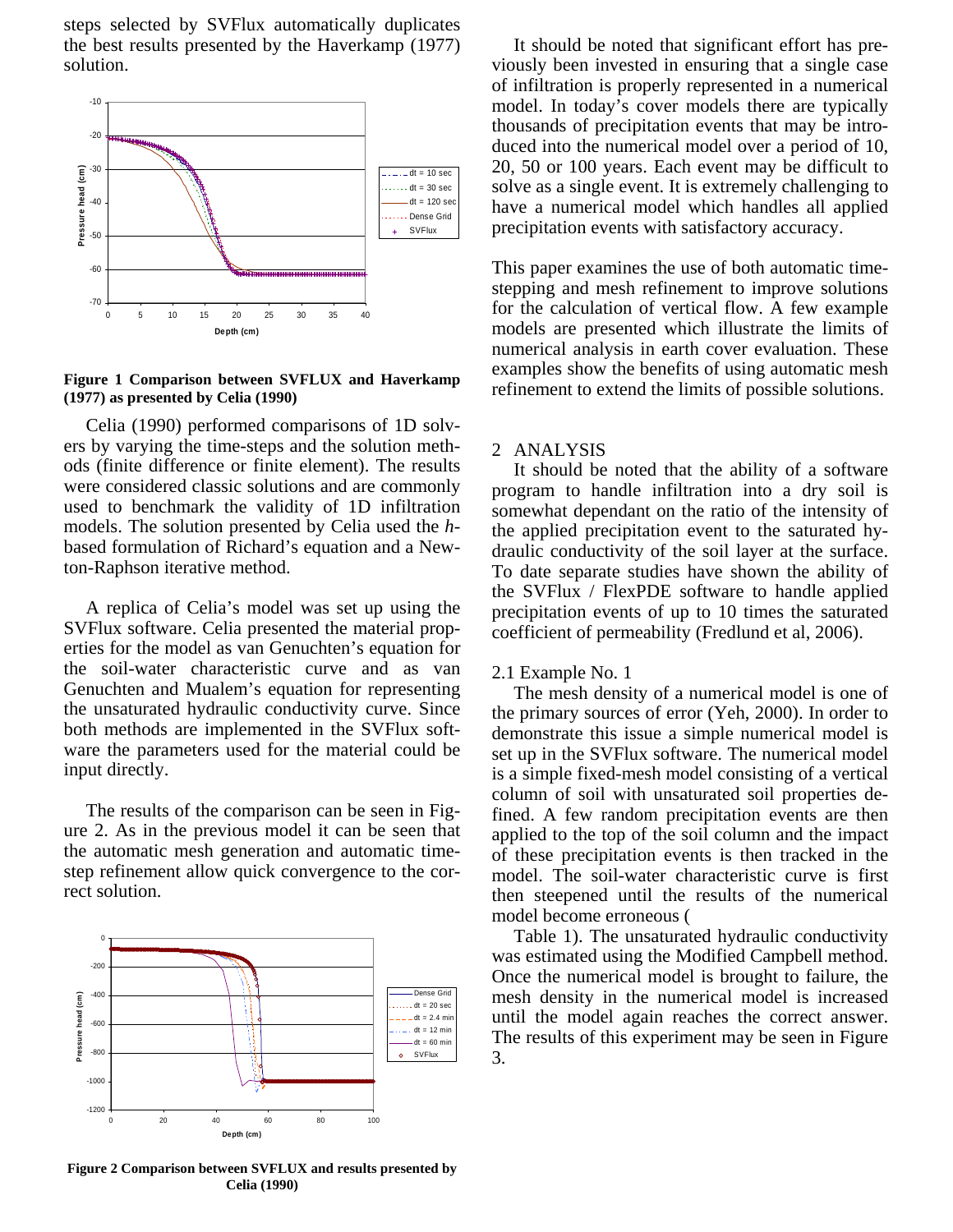steps selected by SVFlux automatically duplicates the best results presented by the Haverkamp (1977) solution.

**Figure 1 Comparison between SVFLUX and Haverkamp (1977) as presented by Celia (1990)**

Celia (1990) performed comparisons of 1D solvers by varying the time-steps and the solution methods (finite difference or finite element). The results were considered classic solutions and are commonly used to benchmark the validity of 1D infiltration models. The solution presented by Celia used the *h*-based formulation of Richard's equation and a Newton-Raphson iterative method.

A replica of Celia's model was set up using the SVFlux software. Celia presented the material properties for the model as van Genuchten's equation for the soil-water characteristic curve and as van Genuchten and Mualem's equation for representing the unsaturated hydraulic conductivity curve. Since both methods are implemented in the SVFlux software the parameters used for the material could be input directly.

The results of the comparison can be seen in Figure 2. As in the previous model it can be seen that the automatic mesh generation and automatic time-step refinement allow quick convergence to the correct solution.

**Figure 2 Comparison between SVFLUX and results presented by Celia (1990)**

It should be noted that significant effort has previously been invested in ensuring that a single case of infiltration is properly represented in a numerical model. In today's cover models there are typically thousands of precipitation events that may be introduced into the numerical model over a period of 10, 20, 50 or 100 years. Each event may be difficult to solve as a single event. It is extremely challenging to have a numerical model which handles all applied precipitation events with satisfactory accuracy.

This paper examines the use of both automatic time-stepping and mesh refinement to improve solutions for the calculation of vertical flow. A few example models are presented which illustrate the limits of numerical analysis in earth cover evaluation. These examples show the benefits of using automatic mesh refinement to extend the limits of possible solutions.

## 2 ANALYSIS

It should be noted that the ability of a software program to handle infiltration into a dry soil is somewhat dependant on the ratio of the intensity of the applied precipitation event to the saturated hydraulic conductivity of the soil layer at the surface. To date separate studies have shown the ability of the SVFlux / FlexPDE software to handle applied precipitation events of up to 10 times the saturated coefficient of permeability (Fredlund et al, 2006).

### 2.1 Example No. 1

The mesh density of a numerical model is one of the primary sources of error (Yeh, 2000). In order to demonstrate this issue a simple numerical model is set up in the SVFlux software. The numerical model is a simple fixed-mesh model consisting of a vertical column of soil with unsaturated soil properties defined. A few random precipitation events are then applied to the top of the soil column and the impact of these precipitation events is then tracked in the model. The soil-water characteristic curve is first then steepened until the results of the numerical model become erroneous (

Table 1). The unsaturated hydraulic conductivity was estimated using the Modified Campbell method. Once the numerical model is brought to failure, the mesh density in the numerical model is increased until the model again reaches the correct answer. The results of this experiment may be seen in Figure 3.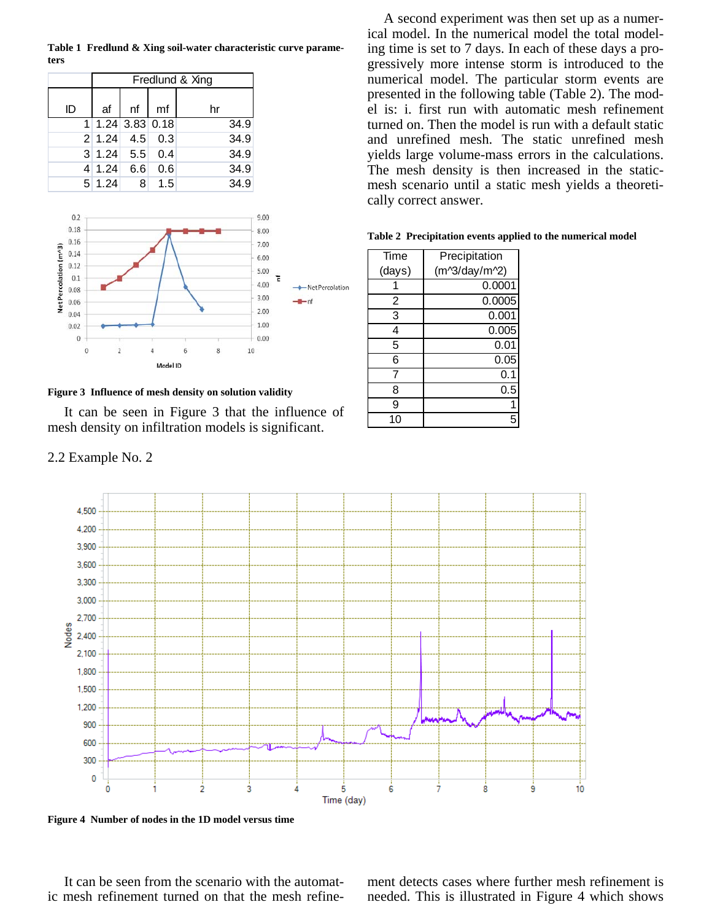**Table 1 Fredlund & Xing soil-water characteristic curve parameters**

| ID | Fredlund & Xing af | nf | mf | hr |
|---|---|---|---|---|
| 1 | 1.24 | 3.83 | 0.18 | 34.9 |
| 2 | 1.24 | 4.5 | 0.3 | 34.9 |
| 3 | 1.24 | 5.5 | 0.4 | 34.9 |
| 4 | 1.24 | 6.6 | 0.6 | 34.9 |
| 5 | 1.24 | 8 | 1.5 | 34.9 |

**Figure 3 Influence of mesh density on solution validity**

It can be seen in Figure 3 that the influence of mesh density on infiltration models is significant.

## 2.2 Example No. 2

A second experiment was then set up as a numerical model. In the numerical model the total modeling time is set to 7 days. In each of these days a progressively more intense storm is introduced to the numerical model. The particular storm events are presented in the following table (Table 2). The model is: i. first run with automatic mesh refinement turned on. Then the model is run with a default static and unrefined mesh. The static unrefined mesh yields large volume-mass errors in the calculations. The mesh density is then increased in the static-mesh scenario until a static mesh yields a theoretically correct answer.

**Table 2 Precipitation events applied to the numerical model**

| Time (days) | Precipitation (m^3/day/m^2) |
|---|---|
| 1 | 0.0001 |
| 2 | 0.0005 |
| 3 | 0.001 |
| 4 | 0.005 |
| 5 | 0.01 |
| 6 | 0.05 |
| 7 | 0.1 |
| 8 | 0.5 |
| 9 | 1 |
| 10 | 5 |

**Figure 4 Number of nodes in the 1D model versus time**

It can be seen from the scenario with the automatic mesh refinement turned on that the mesh refinement detects cases where further mesh refinement is needed. This is illustrated in Figure 4 which shows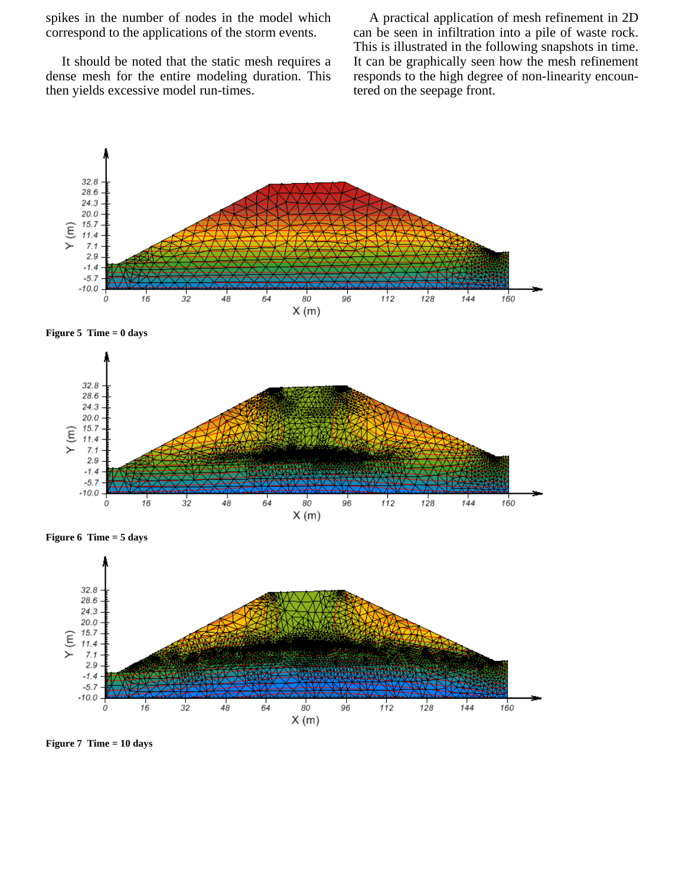spikes in the number of nodes in the model which correspond to the applications of the storm events.

It should be noted that the static mesh requires a dense mesh for the entire modeling duration. This then yields excessive model run-times.

A practical application of mesh refinement in 2D can be seen in infiltration into a pile of waste rock. This is illustrated in the following snapshots in time. It can be graphically seen how the mesh refinement responds to the high degree of non-linearity encountered on the seepage front.

**Figure 5 Time = 0 days**

**Figure 6 Time = 5 days**

**Figure 7 Time = 10 days**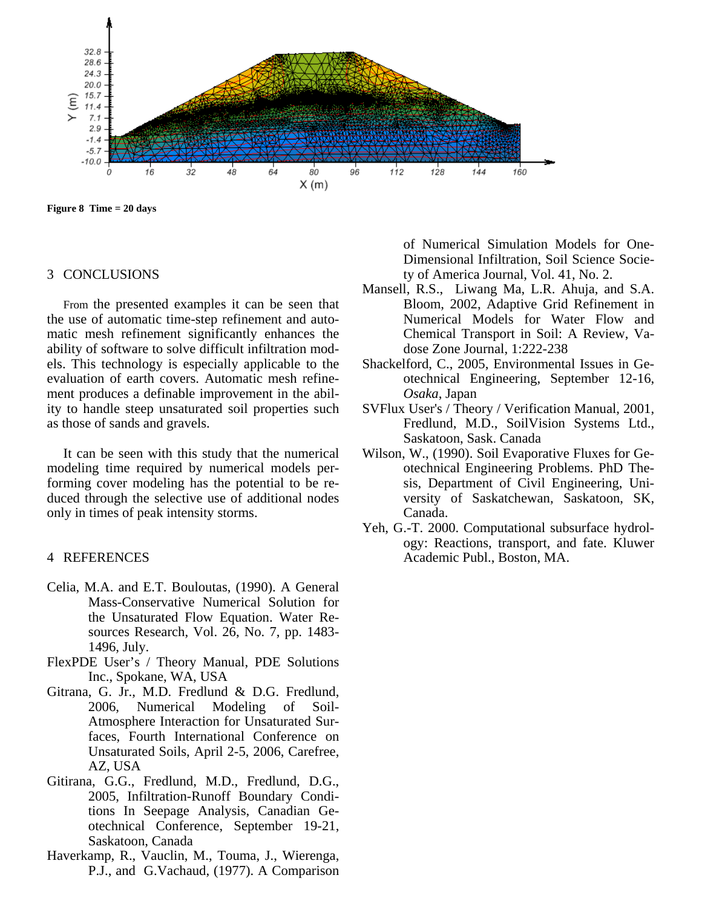32.8
28.6
24.3
20.0
15.7
11.4
7.1
2.9
-1.4
-5.7
-10.0

Y (m)

0 16 32 48 64 80 96 112 128 144 160

X (m)

**Figure 8 Time = 20 days**

## 3 CONCLUSIONS

From the presented examples it can be seen that the use of automatic time-step refinement and automatic mesh refinement significantly enhances the ability of software to solve difficult infiltration models. This technology is especially applicable to the evaluation of earth covers. Automatic mesh refinement produces a definable improvement in the ability to handle steep unsaturated soil properties such as those of sands and gravels.

It can be seen with this study that the numerical modeling time required by numerical models performing cover modeling has the potential to be reduced through the selective use of additional nodes only in times of peak intensity storms.

## 4 REFERENCES

Celia, M.A. and E.T. Bouloutas, (1990). A General Mass-Conservative Numerical Solution for the Unsaturated Flow Equation. Water Resources Research, Vol. 26, No. 7, pp. 1483-1496, July.

FlexPDE User's / Theory Manual, PDE Solutions Inc., Spokane, WA, USA

Gitrana, G. Jr., M.D. Fredlund & D.G. Fredlund, 2006, Numerical Modeling of Soil-Atmosphere Interaction for Unsaturated Surfaces, Fourth International Conference on Unsaturated Soils, April 2-5, 2006, Carefree, AZ, USA

Gitirana, G.G., Fredlund, M.D., Fredlund, D.G., 2005, Infiltration-Runoff Boundary Conditions In Seepage Analysis, Canadian Geotechnical Conference, September 19-21, Saskatoon, Canada

Haverkamp, R., Vauclin, M., Touma, J., Wierenga, P.J., and G.Vachaud, (1977). A Comparison of Numerical Simulation Models for One-Dimensional Infiltration, Soil Science Society of America Journal, Vol. 41, No. 2.

Mansell, R.S., Liwang Ma, L.R. Ahuja, and S.A. Bloom, 2002, Adaptive Grid Refinement in Numerical Models for Water Flow and Chemical Transport in Soil: A Review, Vadose Zone Journal, 1:222-238

Shackelford, C., 2005, Environmental Issues in Geotechnical Engineering, September 12-16, *Osaka*, Japan

SVFlux User's / Theory / Verification Manual, 2001, Fredlund, M.D., SoilVision Systems Ltd., Saskatoon, Sask. Canada

Wilson, W., (1990). Soil Evaporative Fluxes for Geotechnical Engineering Problems. PhD Thesis, Department of Civil Engineering, University of Saskatchewan, Saskatoon, SK, Canada.

Yeh, G.-T. 2000. Computational subsurface hydrology: Reactions, transport, and fate. Kluwer Academic Publ., Boston, MA.